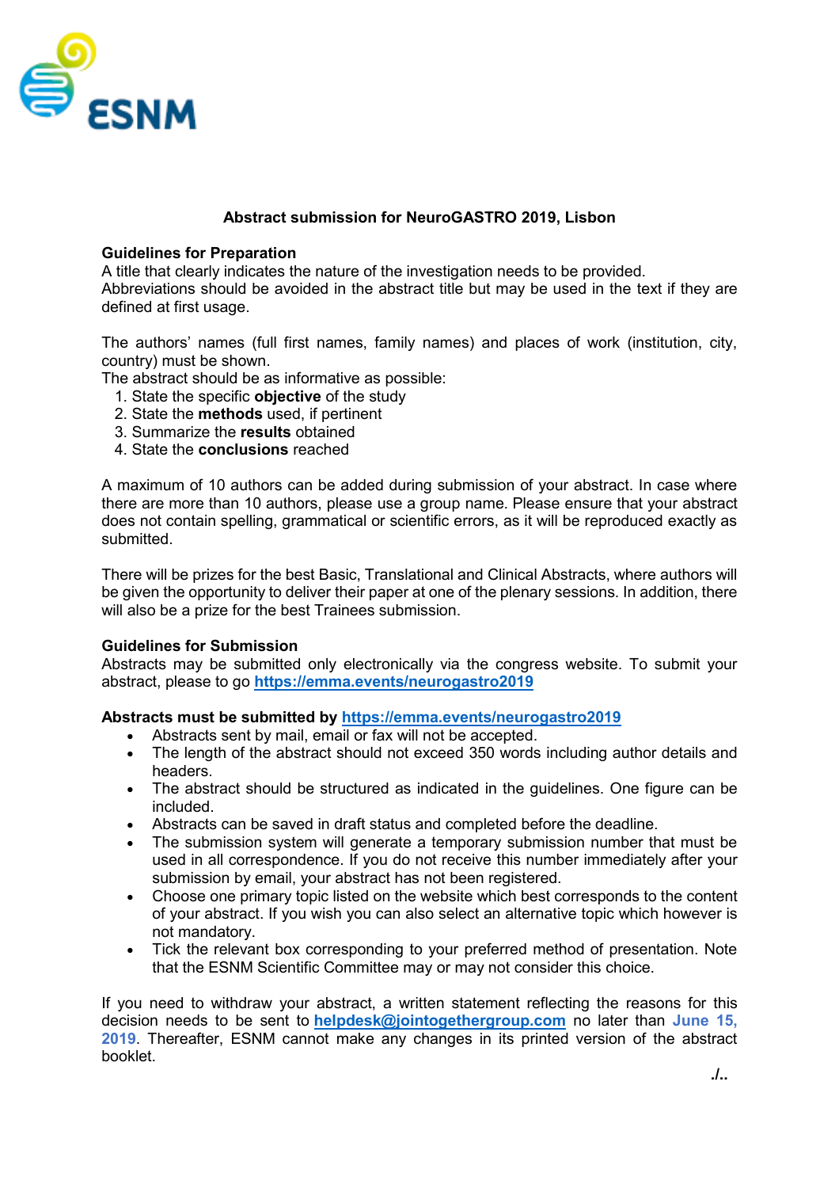ESNM

**Abstract submission for NeuroGASTRO 2019, Lisbon**

**Guidelines for Preparation**

A title that clearly indicates the nature of the investigation needs to be provided.
Abbreviations should be avoided in the abstract title but may be used in the text if they are defined at first usage.

The authors' names (full first names, family names) and places of work (institution, city, country) must be shown.
The abstract should be as informative as possible:

1. State the specific **objective** of the study
2. State the **methods** used, if pertinent
3. Summarize the **results** obtained
4. State the **conclusions** reached

A maximum of 10 authors can be added during submission of your abstract. In case where there are more than 10 authors, please use a group name. Please ensure that your abstract does not contain spelling, grammatical or scientific errors, as it will be reproduced exactly as submitted.

There will be prizes for the best Basic, Translational and Clinical Abstracts, where authors will be given the opportunity to deliver their paper at one of the plenary sessions. In addition, there will also be a prize for the best Trainees submission.

**Guidelines for Submission**

Abstracts may be submitted only electronically via the congress website. To submit your abstract, please to go **https://emma.events/neurogastro2019**

**Abstracts must be submitted by https://emma.events/neurogastro2019**

- Abstracts sent by mail, email or fax will not be accepted.
- The length of the abstract should not exceed 350 words including author details and headers.
- The abstract should be structured as indicated in the guidelines. One figure can be included.
- Abstracts can be saved in draft status and completed before the deadline.
- The submission system will generate a temporary submission number that must be used in all correspondence. If you do not receive this number immediately after your submission by email, your abstract has not been registered.
- Choose one primary topic listed on the website which best corresponds to the content of your abstract. If you wish you can also select an alternative topic which however is not mandatory.
- Tick the relevant box corresponding to your preferred method of presentation. Note that the ESNM Scientific Committee may or may not consider this choice.

If you need to withdraw your abstract, a written statement reflecting the reasons for this decision needs to be sent to **helpdesk@jointogethergroup.com** no later than **June 15, 2019**. Thereafter, ESNM cannot make any changes in its printed version of the abstract booklet.

./..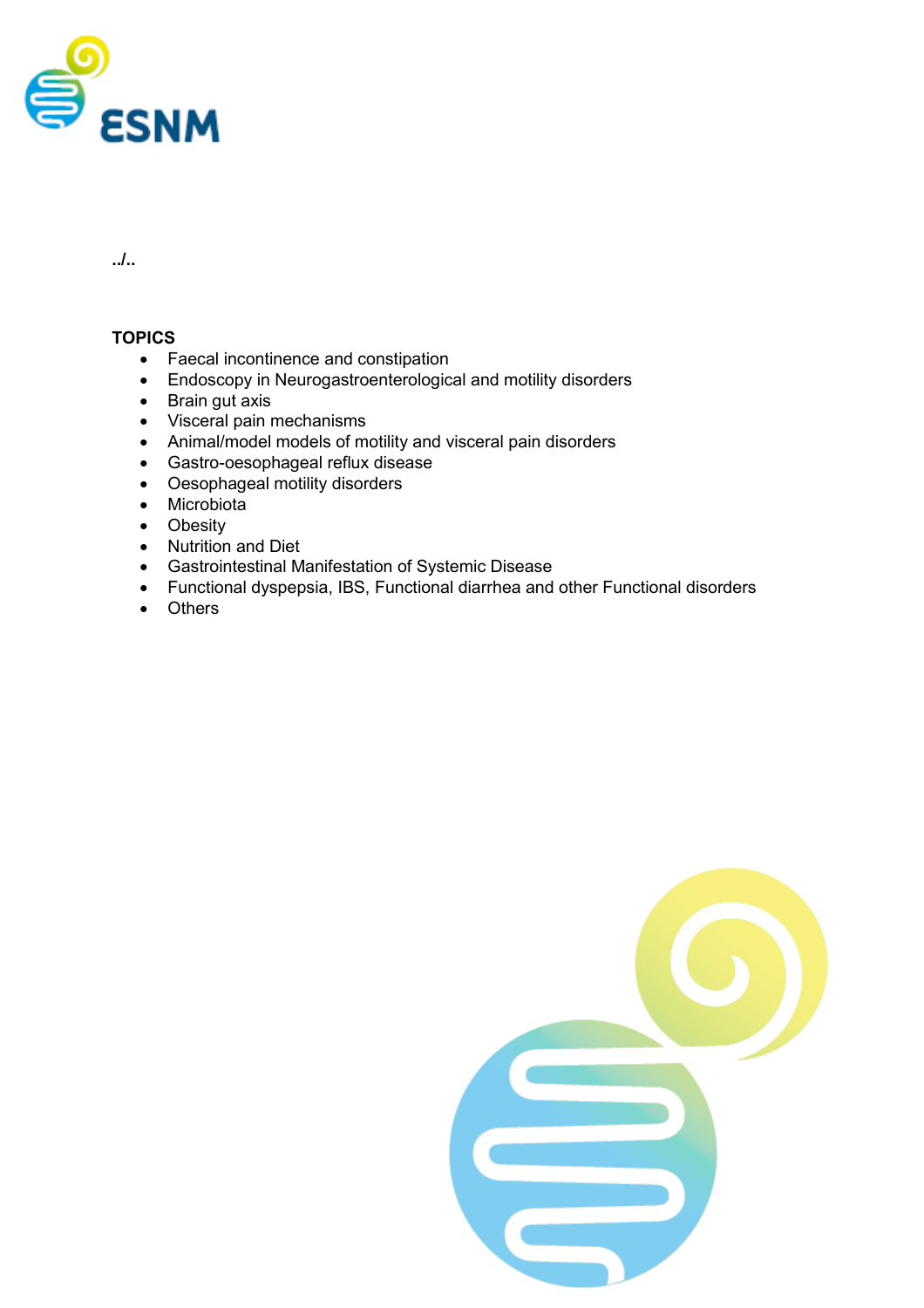../..

**TOPICS**

- Faecal incontinence and constipation
- Endoscopy in Neurogastroenterological and motility disorders
- Brain gut axis
- Visceral pain mechanisms
- Animal/model models of motility and visceral pain disorders
- Gastro-oesophageal reflux disease
- Oesophageal motility disorders
- Microbiota
- Obesity
- Nutrition and Diet
- Gastrointestinal Manifestation of Systemic Disease
- Functional dyspepsia, IBS, Functional diarrhea and other Functional disorders
- Others